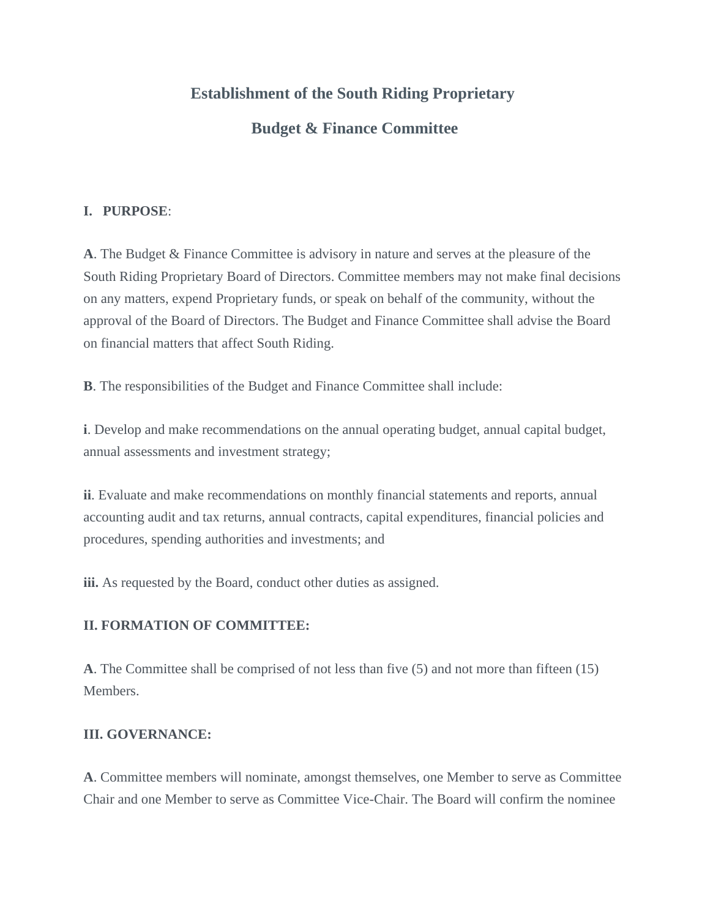# Establishment of the South Riding Proprietary

# Budget & Finance Committee

**I. PURPOSE**:

**A**. The Budget & Finance Committee is advisory in nature and serves at the pleasure of the South Riding Proprietary Board of Directors. Committee members may not make final decisions on any matters, expend Proprietary funds, or speak on behalf of the community, without the approval of the Board of Directors. The Budget and Finance Committee shall advise the Board on financial matters that affect South Riding.

**B**. The responsibilities of the Budget and Finance Committee shall include:

**i**. Develop and make recommendations on the annual operating budget, annual capital budget, annual assessments and investment strategy;

**ii**. Evaluate and make recommendations on monthly financial statements and reports, annual accounting audit and tax returns, annual contracts, capital expenditures, financial policies and procedures, spending authorities and investments; and

**iii.** As requested by the Board, conduct other duties as assigned.

**II. FORMATION OF COMMITTEE:**

**A**. The Committee shall be comprised of not less than five (5) and not more than fifteen (15) Members.

**III. GOVERNANCE:**

**A**. Committee members will nominate, amongst themselves, one Member to serve as Committee Chair and one Member to serve as Committee Vice-Chair. The Board will confirm the nominee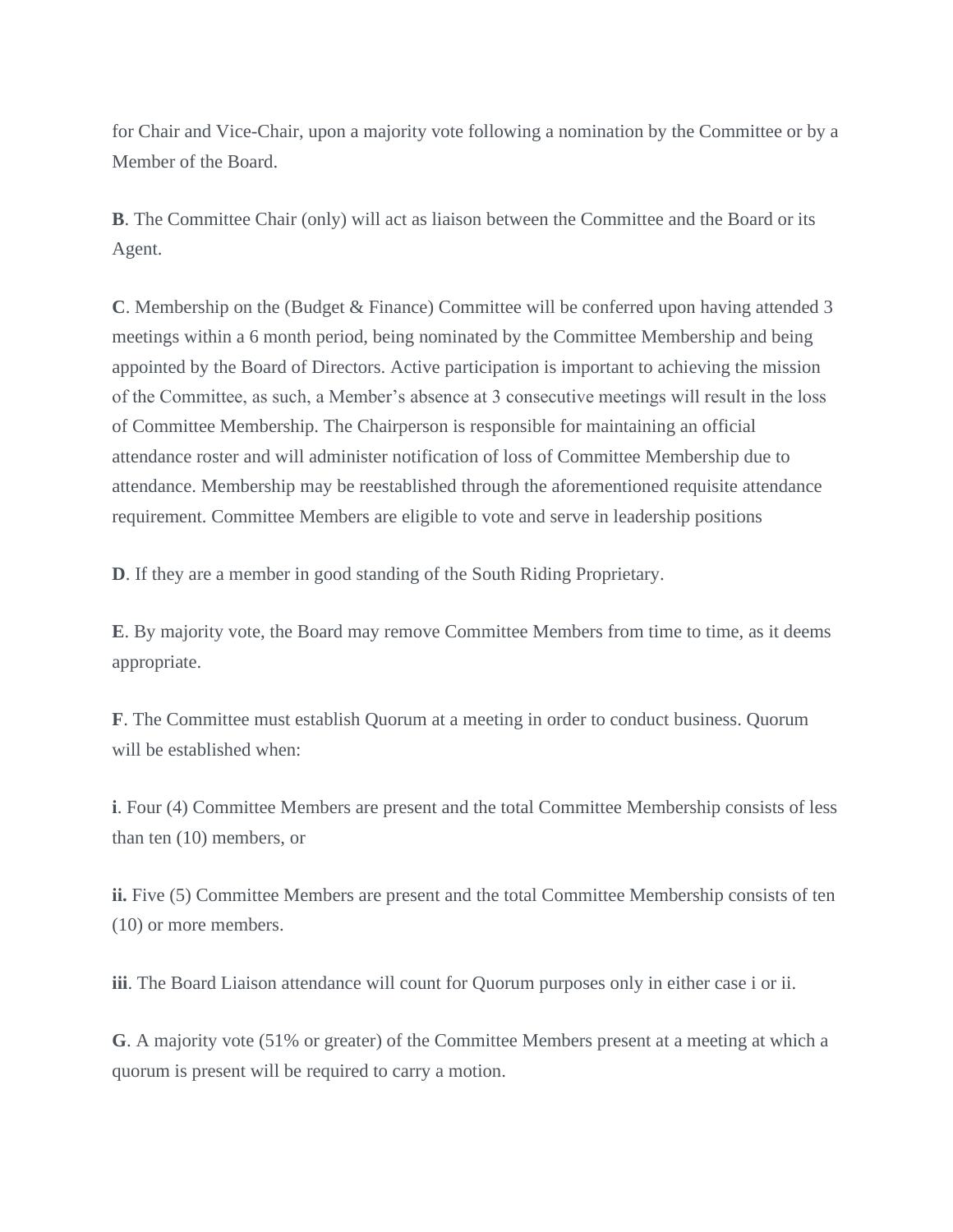for Chair and Vice-Chair, upon a majority vote following a nomination by the Committee or by a Member of the Board.

**B**. The Committee Chair (only) will act as liaison between the Committee and the Board or its Agent.

**C**. Membership on the (Budget & Finance) Committee will be conferred upon having attended 3 meetings within a 6 month period, being nominated by the Committee Membership and being appointed by the Board of Directors. Active participation is important to achieving the mission of the Committee, as such, a Member's absence at 3 consecutive meetings will result in the loss of Committee Membership. The Chairperson is responsible for maintaining an official attendance roster and will administer notification of loss of Committee Membership due to attendance. Membership may be reestablished through the aforementioned requisite attendance requirement. Committee Members are eligible to vote and serve in leadership positions

**D**. If they are a member in good standing of the South Riding Proprietary.

**E**. By majority vote, the Board may remove Committee Members from time to time, as it deems appropriate.

**F**. The Committee must establish Quorum at a meeting in order to conduct business. Quorum will be established when:

**i**. Four (4) Committee Members are present and the total Committee Membership consists of less than ten (10) members, or

**ii.** Five (5) Committee Members are present and the total Committee Membership consists of ten (10) or more members.

**iii**. The Board Liaison attendance will count for Quorum purposes only in either case i or ii.

**G**. A majority vote (51% or greater) of the Committee Members present at a meeting at which a quorum is present will be required to carry a motion.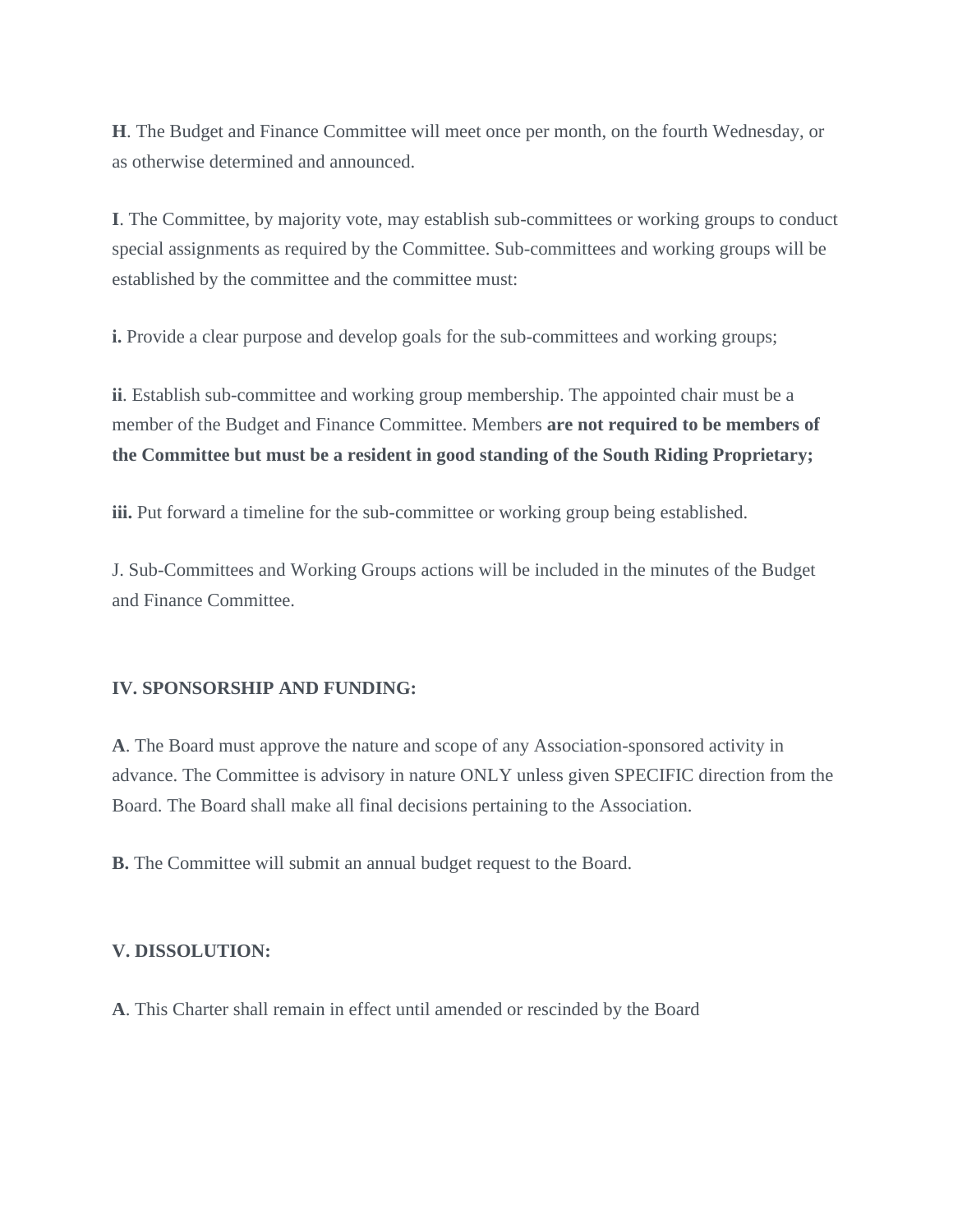**H**. The Budget and Finance Committee will meet once per month, on the fourth Wednesday, or as otherwise determined and announced.

**I**. The Committee, by majority vote, may establish sub-committees or working groups to conduct special assignments as required by the Committee. Sub-committees and working groups will be established by the committee and the committee must:

**i.** Provide a clear purpose and develop goals for the sub-committees and working groups;

**ii**. Establish sub-committee and working group membership. The appointed chair must be a member of the Budget and Finance Committee. Members **are not required to be members of the Committee but must be a resident in good standing of the South Riding Proprietary;**

**iii.** Put forward a timeline for the sub-committee or working group being established.

J. Sub-Committees and Working Groups actions will be included in the minutes of the Budget and Finance Committee.

## IV. SPONSORSHIP AND FUNDING:

**A**. The Board must approve the nature and scope of any Association-sponsored activity in advance. The Committee is advisory in nature ONLY unless given SPECIFIC direction from the Board. The Board shall make all final decisions pertaining to the Association.

**B.** The Committee will submit an annual budget request to the Board.

## V. DISSOLUTION:

**A**. This Charter shall remain in effect until amended or rescinded by the Board